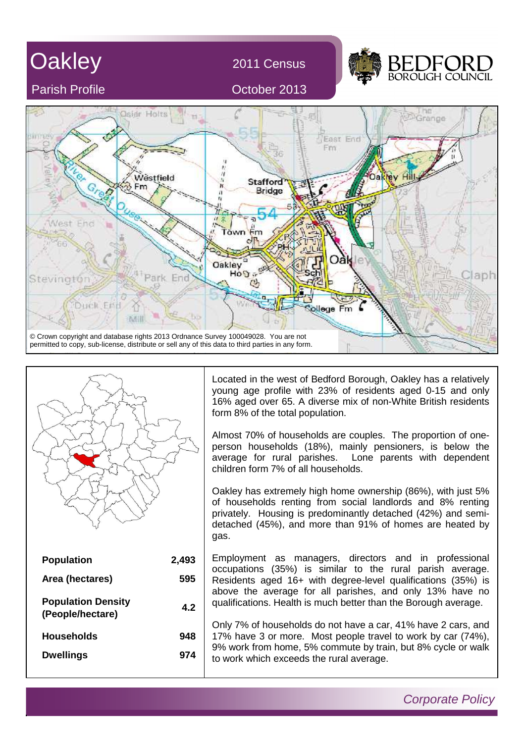# Oakley

## Parish Profile

2011 Census

October 2013

© Crown copyright and database rights 2013 Ordnance Survey 100049028. You are not permitted to copy, sub-license, distribute or sell any of this data to third parties in any form.

| | |
|---|---|
| **Population** | 2,493 |
| **Area (hectares)** | 595 |
| **Population Density (People/hectare)** | 4.2 |
| **Households** | 948 |
| **Dwellings** | 974 |

Located in the west of Bedford Borough, Oakley has a relatively young age profile with 23% of residents aged 0-15 and only 16% aged over 65. A diverse mix of non-White British residents form 8% of the total population.

Almost 70% of households are couples. The proportion of one-person households (18%), mainly pensioners, is below the average for rural parishes. Lone parents with dependent children form 7% of all households.

Oakley has extremely high home ownership (86%), with just 5% of households renting from social landlords and 8% renting privately. Housing is predominantly detached (42%) and semi-detached (45%), and more than 91% of homes are heated by gas.

Employment as managers, directors and in professional occupations (35%) is similar to the rural parish average. Residents aged 16+ with degree-level qualifications (35%) is above the average for all parishes, and only 13% have no qualifications. Health is much better than the Borough average.

Only 7% of households do not have a car, 41% have 2 cars, and 17% have 3 or more. Most people travel to work by car (74%), 9% work from home, 5% commute by train, but 8% cycle or walk to work which exceeds the rural average.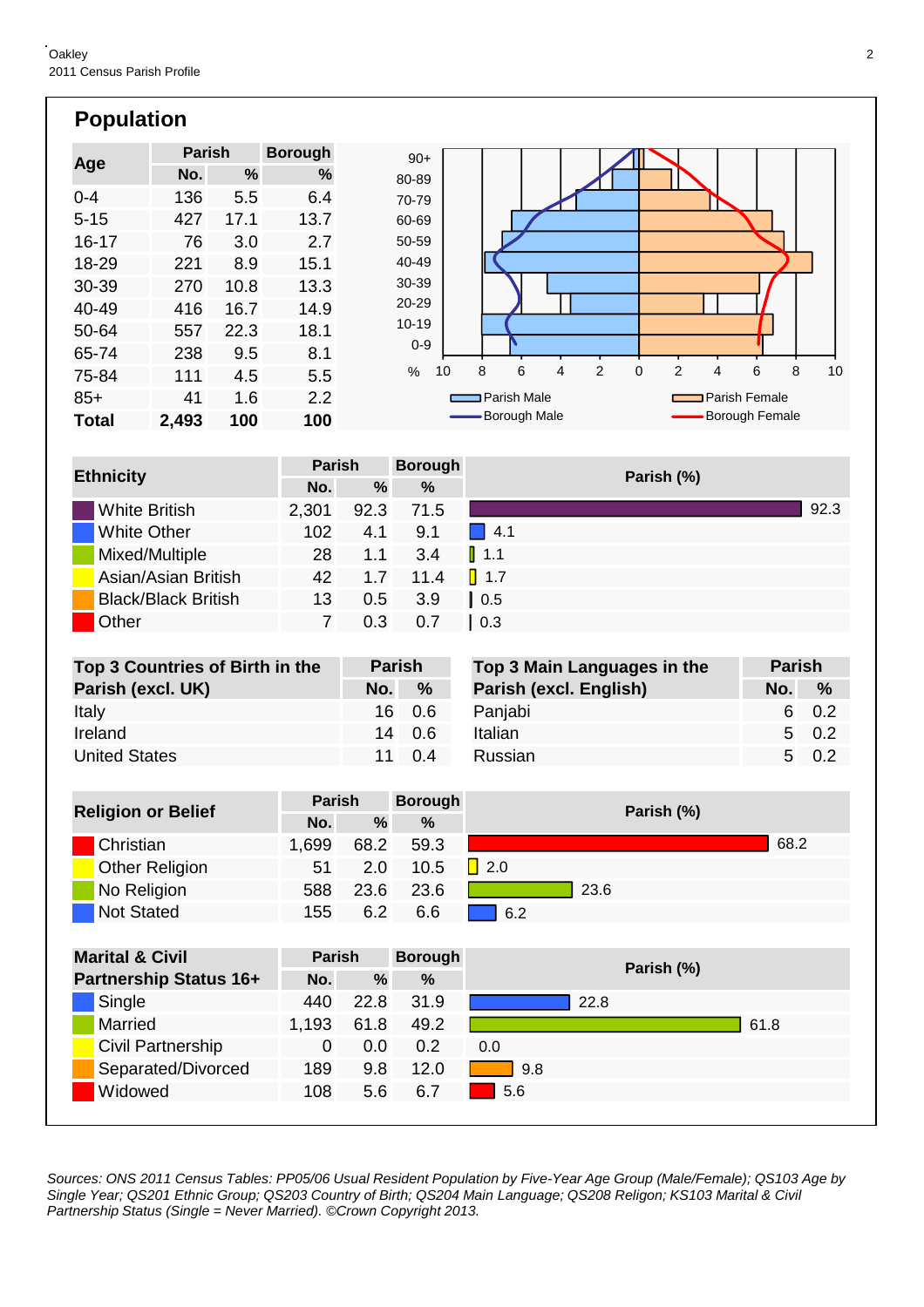## Population

| Age | Parish No. | Parish % | Borough % |
|---|---|---|---|
| 0-4 | 136 | 5.5 | 6.4 |
| 5-15 | 427 | 17.1 | 13.7 |
| 16-17 | 76 | 3.0 | 2.7 |
| 18-29 | 221 | 8.9 | 15.1 |
| 30-39 | 270 | 10.8 | 13.3 |
| 40-49 | 416 | 16.7 | 14.9 |
| 50-64 | 557 | 22.3 | 18.1 |
| 65-74 | 238 | 9.5 | 8.1 |
| 75-84 | 111 | 4.5 | 5.5 |
| 85+ | 41 | 1.6 | 2.2 |
| **Total** | **2,493** | **100** | **100** |

| Ethnicity | Parish No. | Parish % | Borough % | Parish (%) |
|---|---|---|---|---|
| White British | 2,301 | 92.3 | 71.5 | 92.3 |
| White Other | 102 | 4.1 | 9.1 | 4.1 |
| Mixed/Multiple | 28 | 1.1 | 3.4 | 1.1 |
| Asian/Asian British | 42 | 1.7 | 11.4 | 1.7 |
| Black/Black British | 13 | 0.5 | 3.9 | 0.5 |
| Other | 7 | 0.3 | 0.7 | 0.3 |

| Top 3 Countries of Birth in the Parish (excl. UK) | Parish No. | Parish % |
|---|---|---|
| Italy | 16 | 0.6 |
| Ireland | 14 | 0.6 |
| United States | 11 | 0.4 |

| Top 3 Main Languages in the Parish (excl. English) | Parish No. | Parish % |
|---|---|---|
| Panjabi | 6 | 0.2 |
| Italian | 5 | 0.2 |
| Russian | 5 | 0.2 |

| Religion or Belief | Parish No. | Parish % | Borough % | Parish (%) |
|---|---|---|---|---|
| Christian | 1,699 | 68.2 | 59.3 | 68.2 |
| Other Religion | 51 | 2.0 | 10.5 | 2.0 |
| No Religion | 588 | 23.6 | 23.6 | 23.6 |
| Not Stated | 155 | 6.2 | 6.6 | 6.2 |

| Marital & Civil Partnership Status 16+ | Parish No. | Parish % | Borough % | Parish (%) |
|---|---|---|---|---|
| Single | 440 | 22.8 | 31.9 | 22.8 |
| Married | 1,193 | 61.8 | 49.2 | 61.8 |
| Civil Partnership | 0 | 0.0 | 0.2 | 0.0 |
| Separated/Divorced | 189 | 9.8 | 12.0 | 9.8 |
| Widowed | 108 | 5.6 | 6.7 | 5.6 |

*Sources: ONS 2011 Census Tables: PP05/06 Usual Resident Population by Five-Year Age Group (Male/Female); QS103 Age by Single Year; QS201 Ethnic Group; QS203 Country of Birth; QS204 Main Language; QS208 Religon; KS103 Marital & Civil Partnership Status (Single = Never Married). ©Crown Copyright 2013.*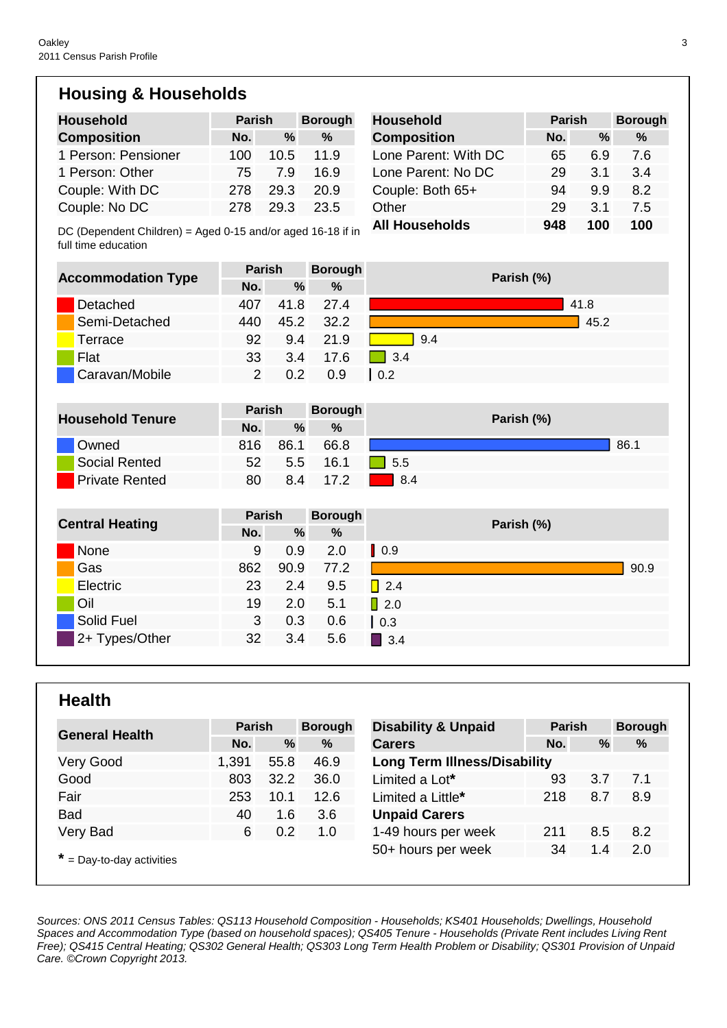## Housing & Households

| Household Composition | Parish | | Borough |
|---|---|---|---|
| | No. | % | % |
| 1 Person: Pensioner | 100 | 10.5 | 11.9 |
| 1 Person: Other | 75 | 7.9 | 16.9 |
| Couple: With DC | 278 | 29.3 | 20.9 |
| Couple: No DC | 278 | 29.3 | 23.5 |

DC (Dependent Children) = Aged 0-15 and/or aged 16-18 if in full time education

| Household Composition | Parish | | Borough |
|---|---|---|---|
| | No. | % | % |
| Lone Parent: With DC | 65 | 6.9 | 7.6 |
| Lone Parent: No DC | 29 | 3.1 | 3.4 |
| Couple: Both 65+ | 94 | 9.9 | 8.2 |
| Other | 29 | 3.1 | 7.5 |
| **All Households** | **948** | **100** | **100** |

| Accommodation Type | Parish | | Borough | Parish (%) |
|---|---|---|---|---|
| | No. | % | % | |
| Detached | 407 | 41.8 | 27.4 | 41.8 |
| Semi-Detached | 440 | 45.2 | 32.2 | 45.2 |
| Terrace | 92 | 9.4 | 21.9 | 9.4 |
| Flat | 33 | 3.4 | 17.6 | 3.4 |
| Caravan/Mobile | 2 | 0.2 | 0.9 | 0.2 |

| Household Tenure | Parish | | Borough | Parish (%) |
|---|---|---|---|---|
| | No. | % | % | |
| Owned | 816 | 86.1 | 66.8 | 86.1 |
| Social Rented | 52 | 5.5 | 16.1 | 5.5 |
| Private Rented | 80 | 8.4 | 17.2 | 8.4 |

| Central Heating | Parish | | Borough | Parish (%) |
|---|---|---|---|---|
| | No. | % | % | |
| None | 9 | 0.9 | 2.0 | 0.9 |
| Gas | 862 | 90.9 | 77.2 | 90.9 |
| Electric | 23 | 2.4 | 9.5 | 2.4 |
| Oil | 19 | 2.0 | 5.1 | 2.0 |
| Solid Fuel | 3 | 0.3 | 0.6 | 0.3 |
| 2+ Types/Other | 32 | 3.4 | 5.6 | 3.4 |

## Health

| General Health | Parish | | Borough |
|---|---|---|---|
| | No. | % | % |
| Very Good | 1,391 | 55.8 | 46.9 |
| Good | 803 | 32.2 | 36.0 |
| Fair | 253 | 10.1 | 12.6 |
| Bad | 40 | 1.6 | 3.6 |
| Very Bad | 6 | 0.2 | 1.0 |

**\*** = Day-to-day activities

| Disability & Unpaid Carers | Parish | | Borough |
|---|---|---|---|
| | No. | % | % |
| **Long Term Illness/Disability** | | | |
| Limited a Lot* | 93 | 3.7 | 7.1 |
| Limited a Little* | 218 | 8.7 | 8.9 |
| **Unpaid Carers** | | | |
| 1-49 hours per week | 211 | 8.5 | 8.2 |
| 50+ hours per week | 34 | 1.4 | 2.0 |

*Sources: ONS 2011 Census Tables: QS113 Household Composition - Households; KS401 Households; Dwellings, Household Spaces and Accommodation Type (based on household spaces); QS405 Tenure - Households (Private Rent includes Living Rent Free); QS415 Central Heating; QS302 General Health; QS303 Long Term Health Problem or Disability; QS301 Provision of Unpaid Care. ©Crown Copyright 2013.*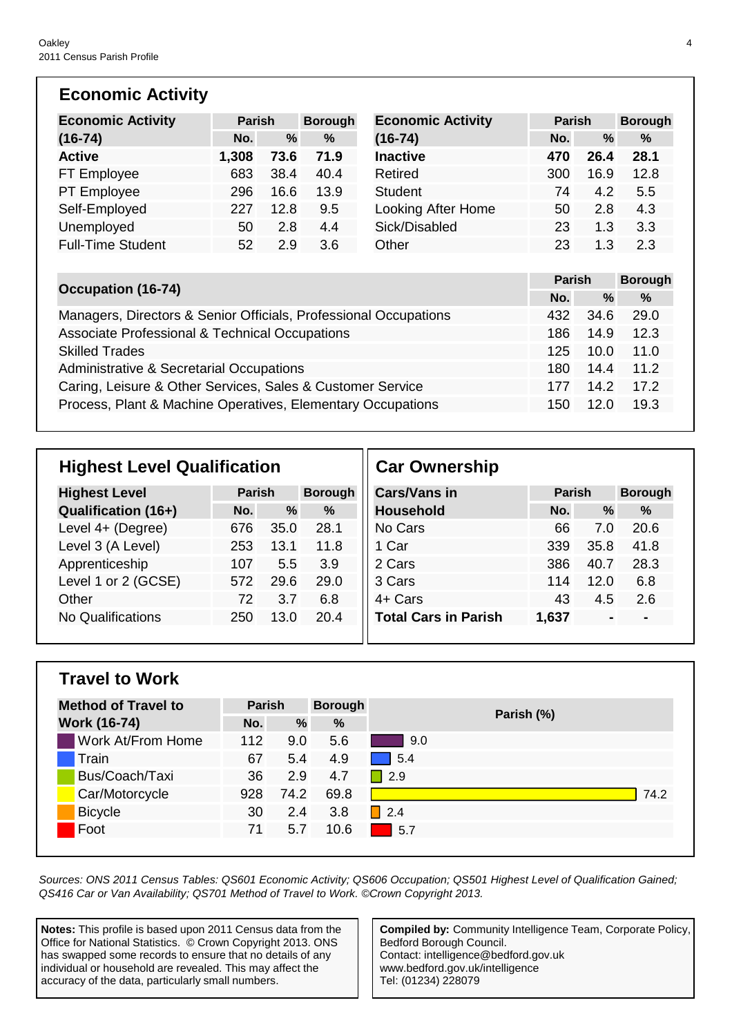## Economic Activity

| Economic Activity (16-74) | Parish | | Borough | Economic Activity (16-74) | Parish | | Borough |
|---|---|---|---|---|---|---|---|
| | No. | % | % | | No. | % | % |
| **Active** | **1,308** | **73.6** | **71.9** | **Inactive** | **470** | **26.4** | **28.1** |
| FT Employee | 683 | 38.4 | 40.4 | Retired | 300 | 16.9 | 12.8 |
| PT Employee | 296 | 16.6 | 13.9 | Student | 74 | 4.2 | 5.5 |
| Self-Employed | 227 | 12.8 | 9.5 | Looking After Home | 50 | 2.8 | 4.3 |
| Unemployed | 50 | 2.8 | 4.4 | Sick/Disabled | 23 | 1.3 | 3.3 |
| Full-Time Student | 52 | 2.9 | 3.6 | Other | 23 | 1.3 | 2.3 |

| Occupation (16-74) | Parish | | Borough |
|---|---|---|---|
| | No. | % | % |
| Managers, Directors & Senior Officials, Professional Occupations | 432 | 34.6 | 29.0 |
| Associate Professional & Technical Occupations | 186 | 14.9 | 12.3 |
| Skilled Trades | 125 | 10.0 | 11.0 |
| Administrative & Secretarial Occupations | 180 | 14.4 | 11.2 |
| Caring, Leisure & Other Services, Sales & Customer Service | 177 | 14.2 | 17.2 |
| Process, Plant & Machine Operatives, Elementary Occupations | 150 | 12.0 | 19.3 |

## Highest Level Qualification

| Highest Level Qualification (16+) | Parish | | Borough |
|---|---|---|---|
| | No. | % | % |
| Level 4+ (Degree) | 676 | 35.0 | 28.1 |
| Level 3 (A Level) | 253 | 13.1 | 11.8 |
| Apprenticeship | 107 | 5.5 | 3.9 |
| Level 1 or 2 (GCSE) | 572 | 29.6 | 29.0 |
| Other | 72 | 3.7 | 6.8 |
| No Qualifications | 250 | 13.0 | 20.4 |

## Car Ownership

| Cars/Vans in Household | Parish | | Borough |
|---|---|---|---|
| | No. | % | % |
| No Cars | 66 | 7.0 | 20.6 |
| 1 Car | 339 | 35.8 | 41.8 |
| 2 Cars | 386 | 40.7 | 28.3 |
| 3 Cars | 114 | 12.0 | 6.8 |
| 4+ Cars | 43 | 4.5 | 2.6 |
| **Total Cars in Parish** | **1,637** | **-** | **-** |

## Travel to Work

| Method of Travel to Work (16-74) | Parish | | Borough |
|---|---|---|---|
| | No. | % | % |
| Work At/From Home | 112 | 9.0 | 5.6 |
| Train | 67 | 5.4 | 4.9 |
| Bus/Coach/Taxi | 36 | 2.9 | 4.7 |
| Car/Motorcycle | 928 | 74.2 | 69.8 |
| Bicycle | 30 | 2.4 | 3.8 |
| Foot | 71 | 5.7 | 10.6 |

Parish (%)
9.0
5.4
2.9
74.2
2.4
5.7

*Sources: ONS 2011 Census Tables: QS601 Economic Activity; QS606 Occupation; QS501 Highest Level of Qualification Gained; QS416 Car or Van Availability; QS701 Method of Travel to Work. ©Crown Copyright 2013.*

**Notes:** This profile is based upon 2011 Census data from the Office for National Statistics. © Crown Copyright 2013. ONS has swapped some records to ensure that no details of any individual or household are revealed. This may affect the accuracy of the data, particularly small numbers.

**Compiled by:** Community Intelligence Team, Corporate Policy, Bedford Borough Council.
Contact: intelligence@bedford.gov.uk
www.bedford.gov.uk/intelligence
Tel: (01234) 228079